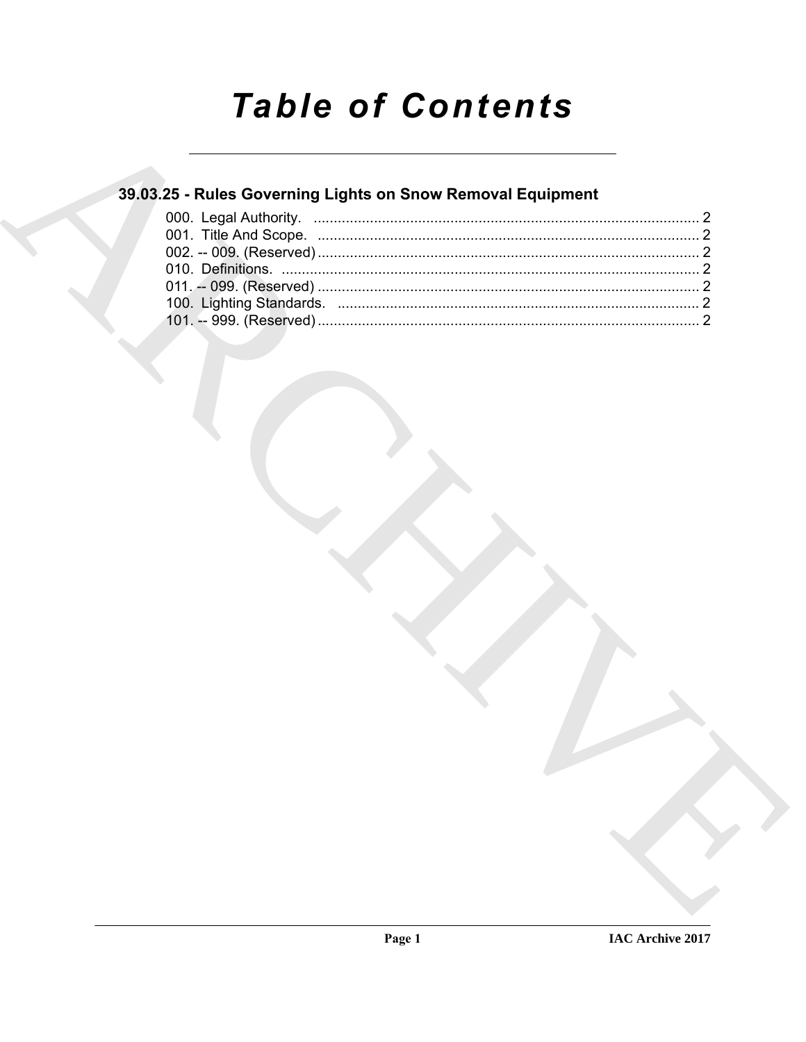# *Table of Contents*

## 39.03.25 - Rules Governing Lights on Snow Removal Equipment

000. Legal Authority. ................................................................................................ 2
001. Title And Scope. ............................................................................................... 2
002. -- 009. (Reserved) ............................................................................................... 2
010. Definitions. ........................................................................................................ 2
011. -- 099. (Reserved) ............................................................................................... 2
100. Lighting Standards. .......................................................................................... 2
101. -- 999. (Reserved) ............................................................................................... 2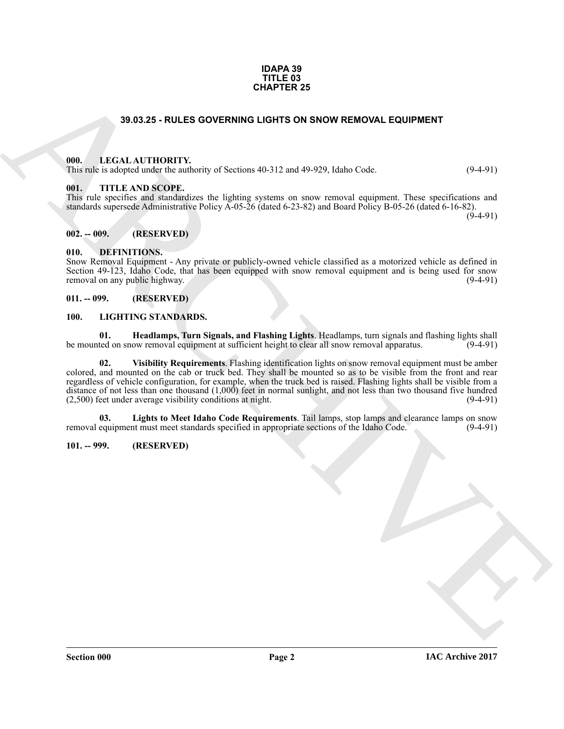**IDAPA 39**
**TITLE 03**
**CHAPTER 25**

## 39.03.25 - RULES GOVERNING LIGHTS ON SNOW REMOVAL EQUIPMENT

### 000. LEGAL AUTHORITY.

This rule is adopted under the authority of Sections 40-312 and 49-929, Idaho Code. (9-4-91)

### 001. TITLE AND SCOPE.

This rule specifies and standardizes the lighting systems on snow removal equipment. These specifications and standards supersede Administrative Policy A-05-26 (dated 6-23-82) and Board Policy B-05-26 (dated 6-16-82). (9-4-91)

### 002. -- 009. (RESERVED)

### 010. DEFINITIONS.

Snow Removal Equipment - Any private or publicly-owned vehicle classified as a motorized vehicle as defined in Section 49-123, Idaho Code, that has been equipped with snow removal equipment and is being used for snow removal on any public highway. (9-4-91)

### 011. -- 099. (RESERVED)

### 100. LIGHTING STANDARDS.

**01. Headlamps, Turn Signals, and Flashing Lights**. Headlamps, turn signals and flashing lights shall be mounted on snow removal equipment at sufficient height to clear all snow removal apparatus. (9-4-91)

**02. Visibility Requirements**. Flashing identification lights on snow removal equipment must be amber colored, and mounted on the cab or truck bed. They shall be mounted so as to be visible from the front and rear regardless of vehicle configuration, for example, when the truck bed is raised. Flashing lights shall be visible from a distance of not less than one thousand (1,000) feet in normal sunlight, and not less than two thousand five hundred (2,500) feet under average visibility conditions at night. (9-4-91)

**03. Lights to Meet Idaho Code Requirements**. Tail lamps, stop lamps and clearance lamps on snow removal equipment must meet standards specified in appropriate sections of the Idaho Code. (9-4-91)

### 101. -- 999. (RESERVED)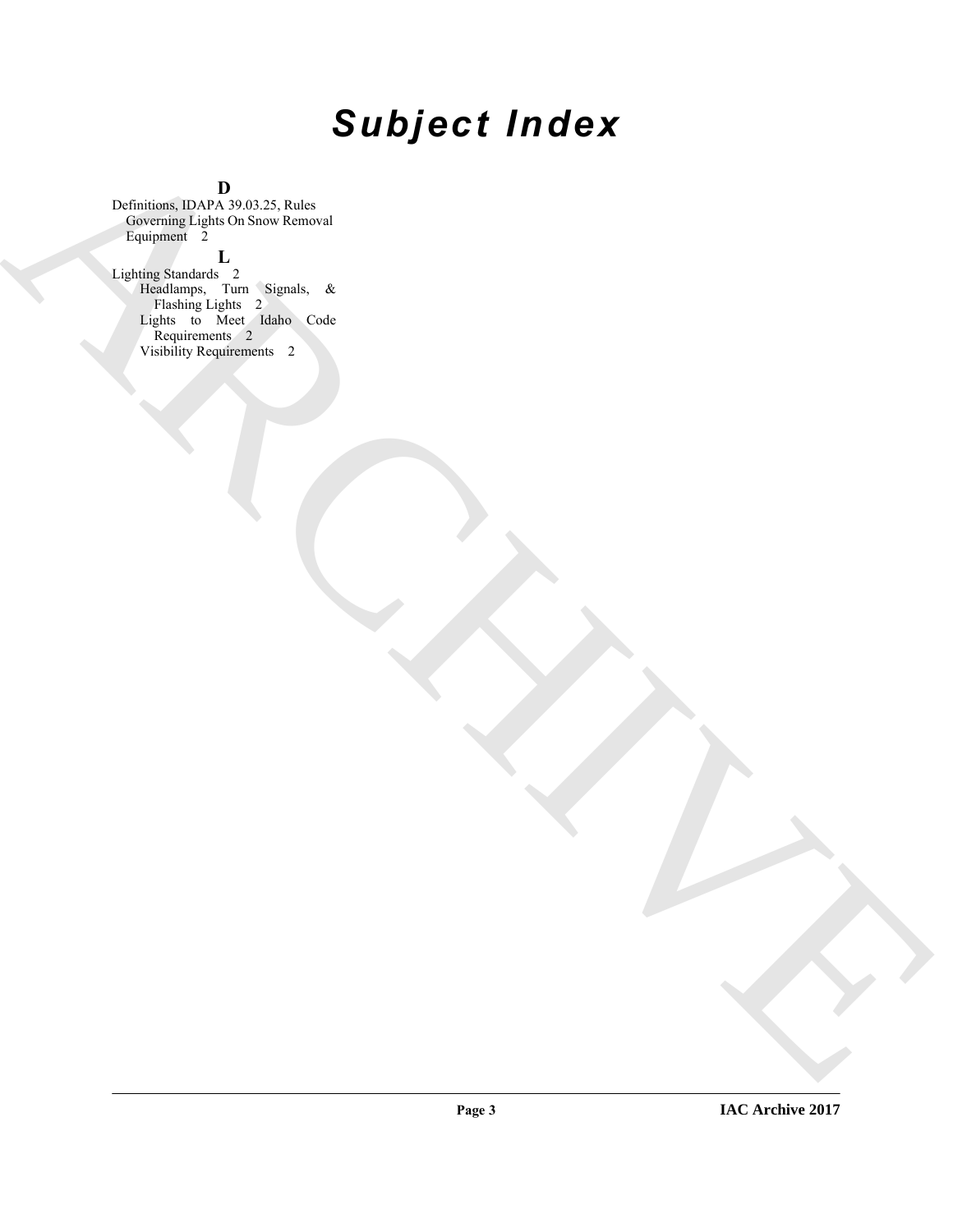# *Subject Index*

**D**

Definitions, IDAPA 39.03.25, Rules Governing Lights On Snow Removal Equipment 2

**L**

Lighting Standards 2
- Headlamps, Turn Signals, & Flashing Lights 2
- Lights to Meet Idaho Code Requirements 2
- Visibility Requirements 2